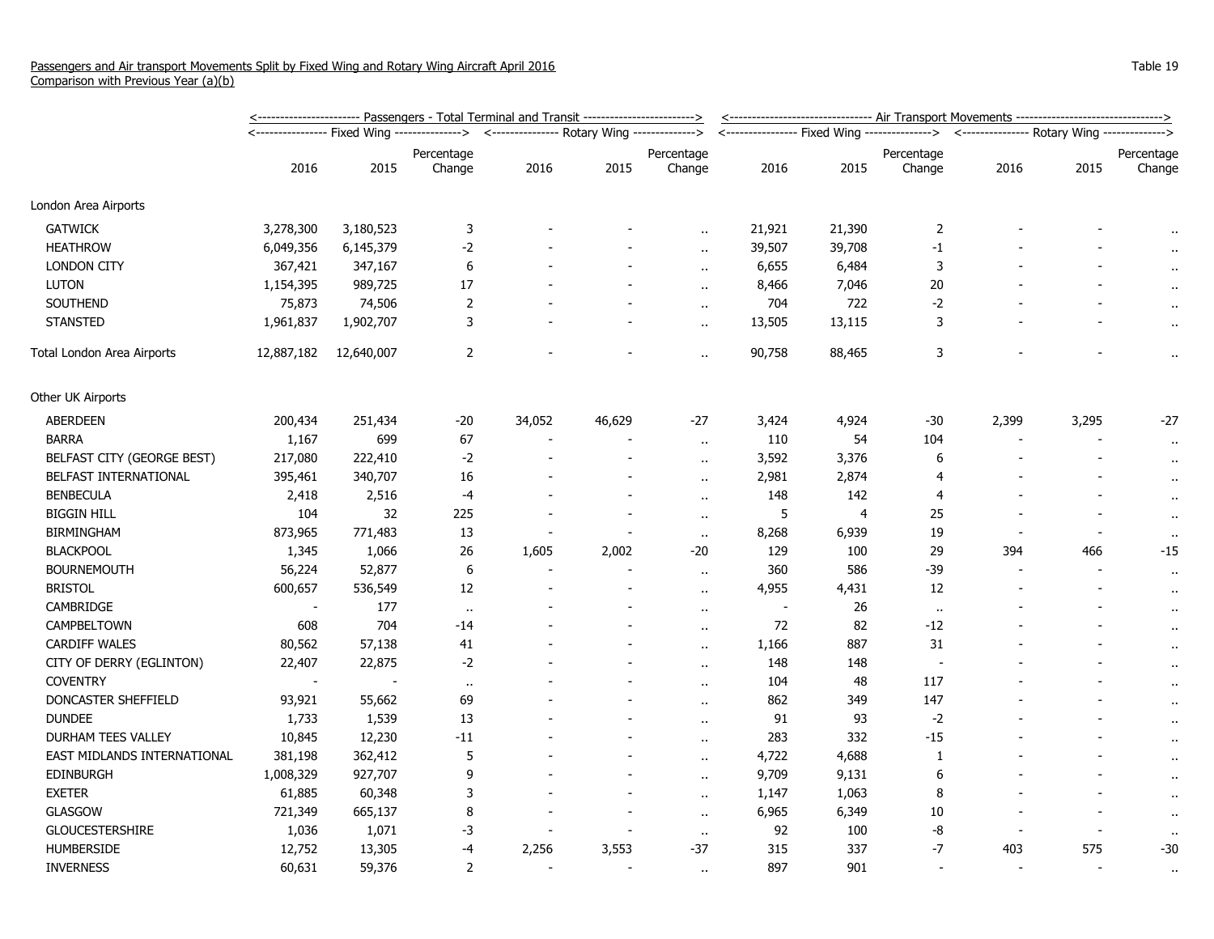Passengers and Air transport Movements Split by Fixed Wing and Rotary Wing Aircraft April 2016
Comparison with Previous Year (a)(b)

Table 19

| | Passengers - Total Terminal and Transit | | | | | | Air Transport Movements | | | | | |
|---|---|---|---|---|---|---|---|---|---|---|---|---|
| | Fixed Wing | | | Rotary Wing | | | Fixed Wing | | | Rotary Wing | | |
| | 2016 | 2015 | Percentage Change | 2016 | 2015 | Percentage Change | 2016 | 2015 | Percentage Change | 2016 | 2015 | Percentage Change |
| London Area Airports | | | | | | | | | | | | |
| GATWICK | 3,278,300 | 3,180,523 | 3 | - | - | .. | 21,921 | 21,390 | 2 | - | - | .. |
| HEATHROW | 6,049,356 | 6,145,379 | -2 | - | - | .. | 39,507 | 39,708 | -1 | - | - | .. |
| LONDON CITY | 367,421 | 347,167 | 6 | - | - | .. | 6,655 | 6,484 | 3 | - | - | .. |
| LUTON | 1,154,395 | 989,725 | 17 | - | - | .. | 8,466 | 7,046 | 20 | - | - | .. |
| SOUTHEND | 75,873 | 74,506 | 2 | - | - | .. | 704 | 722 | -2 | - | - | .. |
| STANSTED | 1,961,837 | 1,902,707 | 3 | - | - | .. | 13,505 | 13,115 | 3 | - | - | .. |
| Total London Area Airports | 12,887,182 | 12,640,007 | 2 | - | - | .. | 90,758 | 88,465 | 3 | - | - | .. |
| Other UK Airports | | | | | | | | | | | | |
| ABERDEEN | 200,434 | 251,434 | -20 | 34,052 | 46,629 | -27 | 3,424 | 4,924 | -30 | 2,399 | 3,295 | -27 |
| BARRA | 1,167 | 699 | 67 | - | - | .. | 110 | 54 | 104 | - | - | .. |
| BELFAST CITY (GEORGE BEST) | 217,080 | 222,410 | -2 | - | - | .. | 3,592 | 3,376 | 6 | - | - | .. |
| BELFAST INTERNATIONAL | 395,461 | 340,707 | 16 | - | - | .. | 2,981 | 2,874 | 4 | - | - | .. |
| BENBECULA | 2,418 | 2,516 | -4 | - | - | .. | 148 | 142 | 4 | - | - | .. |
| BIGGIN HILL | 104 | 32 | 225 | - | - | .. | 5 | 4 | 25 | - | - | .. |
| BIRMINGHAM | 873,965 | 771,483 | 13 | - | - | .. | 8,268 | 6,939 | 19 | - | - | .. |
| BLACKPOOL | 1,345 | 1,066 | 26 | 1,605 | 2,002 | -20 | 129 | 100 | 29 | 394 | 466 | -15 |
| BOURNEMOUTH | 56,224 | 52,877 | 6 | - | - | .. | 360 | 586 | -39 | - | - | .. |
| BRISTOL | 600,657 | 536,549 | 12 | - | - | .. | 4,955 | 4,431 | 12 | - | - | .. |
| CAMBRIDGE | - | 177 | .. | - | - | .. | - | 26 | .. | - | - | .. |
| CAMPBELTOWN | 608 | 704 | -14 | - | - | .. | 72 | 82 | -12 | - | - | .. |
| CARDIFF WALES | 80,562 | 57,138 | 41 | - | - | .. | 1,166 | 887 | 31 | - | - | .. |
| CITY OF DERRY (EGLINTON) | 22,407 | 22,875 | -2 | - | - | .. | 148 | 148 | - | - | - | .. |
| COVENTRY | - | - | .. | - | - | .. | 104 | 48 | 117 | - | - | .. |
| DONCASTER SHEFFIELD | 93,921 | 55,662 | 69 | - | - | .. | 862 | 349 | 147 | - | - | .. |
| DUNDEE | 1,733 | 1,539 | 13 | - | - | .. | 91 | 93 | -2 | - | - | .. |
| DURHAM TEES VALLEY | 10,845 | 12,230 | -11 | - | - | .. | 283 | 332 | -15 | - | - | .. |
| EAST MIDLANDS INTERNATIONAL | 381,198 | 362,412 | 5 | - | - | .. | 4,722 | 4,688 | 1 | - | - | .. |
| EDINBURGH | 1,008,329 | 927,707 | 9 | - | - | .. | 9,709 | 9,131 | 6 | - | - | .. |
| EXETER | 61,885 | 60,348 | 3 | - | - | .. | 1,147 | 1,063 | 8 | - | - | .. |
| GLASGOW | 721,349 | 665,137 | 8 | - | - | .. | 6,965 | 6,349 | 10 | - | - | .. |
| GLOUCESTERSHIRE | 1,036 | 1,071 | -3 | - | - | .. | 92 | 100 | -8 | - | - | .. |
| HUMBERSIDE | 12,752 | 13,305 | -4 | 2,256 | 3,553 | -37 | 315 | 337 | -7 | 403 | 575 | -30 |
| INVERNESS | 60,631 | 59,376 | 2 | - | - | .. | 897 | 901 | - | - | - | .. |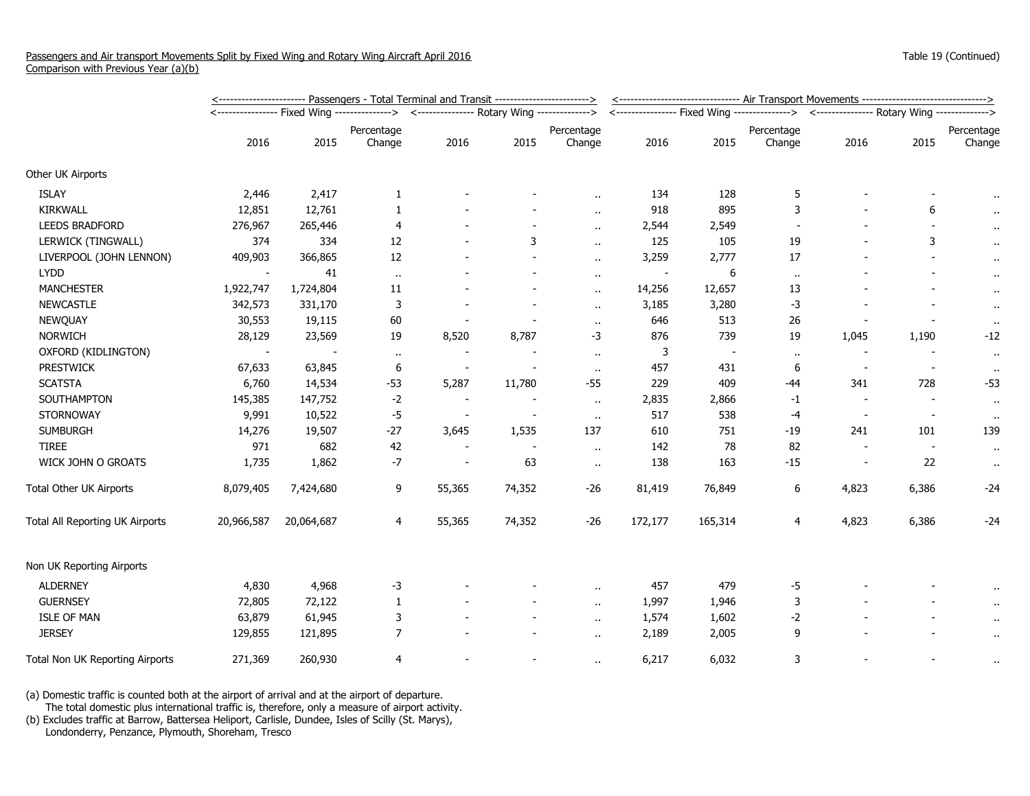Passengers and Air transport Movements Split by Fixed Wing and Rotary Wing Aircraft April 2016
Comparison with Previous Year (a)(b)

Table 19 (Continued)

| | Passengers - Total Terminal and Transit | | | | | | Air Transport Movements | | | | | |
|---|---|---|---|---|---|---|---|---|---|---|---|---|
| | Fixed Wing | | | Rotary Wing | | | Fixed Wing | | | Rotary Wing | | |
| | 2016 | 2015 | Percentage Change | 2016 | 2015 | Percentage Change | 2016 | 2015 | Percentage Change | 2016 | 2015 | Percentage Change |
| **Other UK Airports** | | | | | | | | | | | | |
| ISLAY | 2,446 | 2,417 | 1 | - | - | .. | 134 | 128 | 5 | - | - | .. |
| KIRKWALL | 12,851 | 12,761 | 1 | - | - | .. | 918 | 895 | 3 | - | 6 | .. |
| LEEDS BRADFORD | 276,967 | 265,446 | 4 | - | - | .. | 2,544 | 2,549 | - | - | - | .. |
| LERWICK (TINGWALL) | 374 | 334 | 12 | - | 3 | .. | 125 | 105 | 19 | - | 3 | .. |
| LIVERPOOL (JOHN LENNON) | 409,903 | 366,865 | 12 | - | - | .. | 3,259 | 2,777 | 17 | - | - | .. |
| LYDD | - | 41 | .. | - | - | .. | - | 6 | .. | - | - | .. |
| MANCHESTER | 1,922,747 | 1,724,804 | 11 | - | - | .. | 14,256 | 12,657 | 13 | - | - | .. |
| NEWCASTLE | 342,573 | 331,170 | 3 | - | - | .. | 3,185 | 3,280 | -3 | - | - | .. |
| NEWQUAY | 30,553 | 19,115 | 60 | - | - | .. | 646 | 513 | 26 | - | - | .. |
| NORWICH | 28,129 | 23,569 | 19 | 8,520 | 8,787 | -3 | 876 | 739 | 19 | 1,045 | 1,190 | -12 |
| OXFORD (KIDLINGTON) | - | - | .. | - | - | .. | 3 | - | .. | - | - | .. |
| PRESTWICK | 67,633 | 63,845 | 6 | - | - | .. | 457 | 431 | 6 | - | - | .. |
| SCATSTA | 6,760 | 14,534 | -53 | 5,287 | 11,780 | -55 | 229 | 409 | -44 | 341 | 728 | -53 |
| SOUTHAMPTON | 145,385 | 147,752 | -2 | - | - | .. | 2,835 | 2,866 | -1 | - | - | .. |
| STORNOWAY | 9,991 | 10,522 | -5 | - | - | .. | 517 | 538 | -4 | - | - | .. |
| SUMBURGH | 14,276 | 19,507 | -27 | 3,645 | 1,535 | 137 | 610 | 751 | -19 | 241 | 101 | 139 |
| TIREE | 971 | 682 | 42 | - | - | .. | 142 | 78 | 82 | - | - | .. |
| WICK JOHN O GROATS | 1,735 | 1,862 | -7 | - | 63 | .. | 138 | 163 | -15 | - | 22 | .. |
| Total Other UK Airports | 8,079,405 | 7,424,680 | 9 | 55,365 | 74,352 | -26 | 81,419 | 76,849 | 6 | 4,823 | 6,386 | -24 |
| Total All Reporting UK Airports | 20,966,587 | 20,064,687 | 4 | 55,365 | 74,352 | -26 | 172,177 | 165,314 | 4 | 4,823 | 6,386 | -24 |
| **Non UK Reporting Airports** | | | | | | | | | | | | |
| ALDERNEY | 4,830 | 4,968 | -3 | - | - | .. | 457 | 479 | -5 | - | - | .. |
| GUERNSEY | 72,805 | 72,122 | 1 | - | - | .. | 1,997 | 1,946 | 3 | - | - | .. |
| ISLE OF MAN | 63,879 | 61,945 | 3 | - | - | .. | 1,574 | 1,602 | -2 | - | - | .. |
| JERSEY | 129,855 | 121,895 | 7 | - | - | .. | 2,189 | 2,005 | 9 | - | - | .. |
| Total Non UK Reporting Airports | 271,369 | 260,930 | 4 | - | - | .. | 6,217 | 6,032 | 3 | - | - | .. |

(a) Domestic traffic is counted both at the airport of arrival and at the airport of departure.
The total domestic plus international traffic is, therefore, only a measure of airport activity.
(b) Excludes traffic at Barrow, Battersea Heliport, Carlisle, Dundee, Isles of Scilly (St. Marys),
Londonderry, Penzance, Plymouth, Shoreham, Tresco